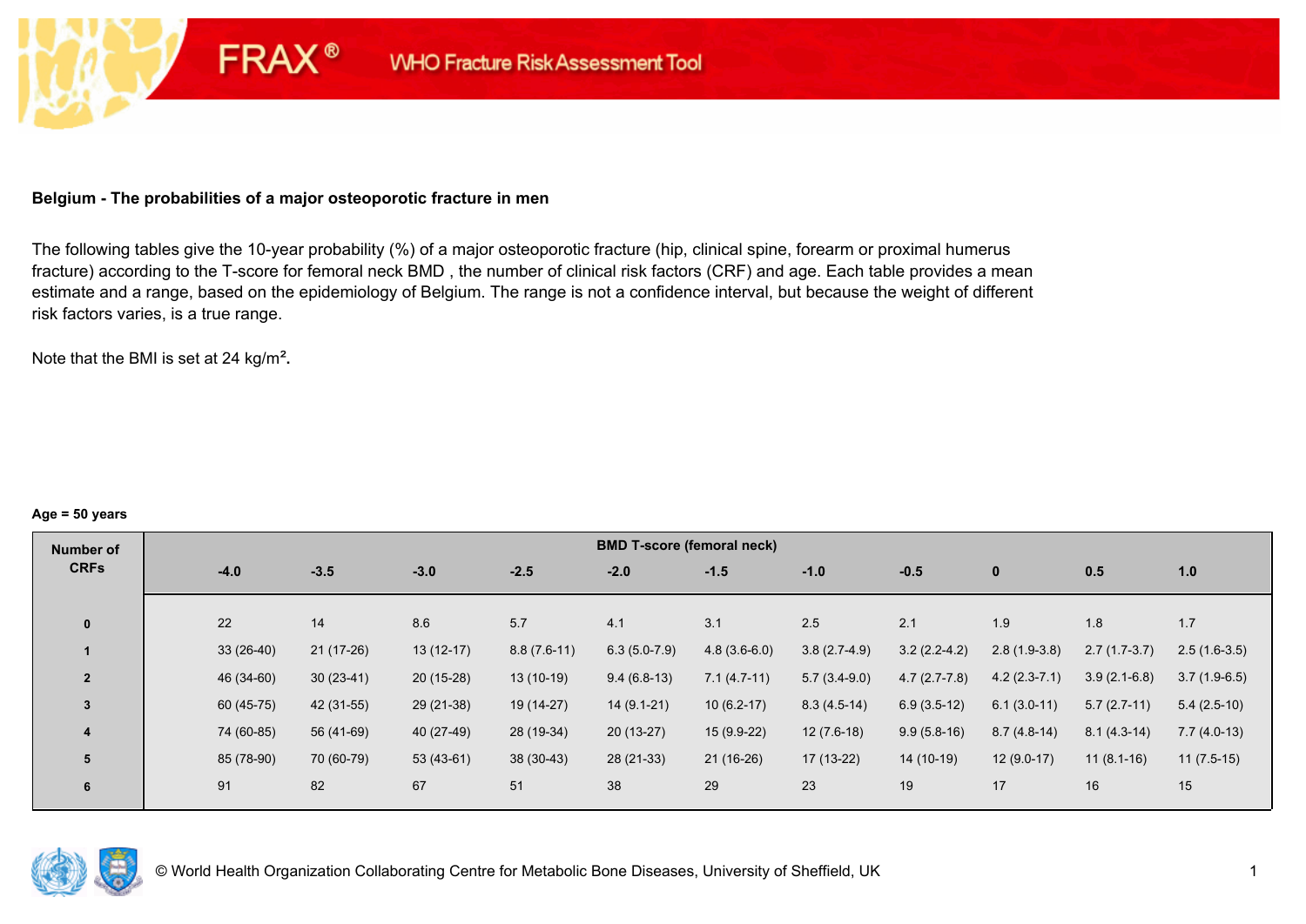FRAX® WHO Fracture Risk Assessment Tool

**Belgium - The probabilities of a major osteoporotic fracture in men**

The following tables give the 10-year probability (%) of a major osteoporotic fracture (hip, clinical spine, forearm or proximal humerus fracture) according to the T-score for femoral neck BMD , the number of clinical risk factors (CRF) and age. Each table provides a mean estimate and a range, based on the epidemiology of Belgium. The range is not a confidence interval, but because the weight of different risk factors varies, is a true range.

Note that the BMI is set at 24 kg/m².

**Age = 50 years**

| Number of CRFs | BMD T-score (femoral neck) | | | | | | | | | | |
|---|---|---|---|---|---|---|---|---|---|---|---|
| | -4.0 | -3.5 | -3.0 | -2.5 | -2.0 | -1.5 | -1.0 | -0.5 | 0 | 0.5 | 1.0 |
| 0 | 22 | 14 | 8.6 | 5.7 | 4.1 | 3.1 | 2.5 | 2.1 | 1.9 | 1.8 | 1.7 |
| 1 | 33 (26-40) | 21 (17-26) | 13 (12-17) | 8.8 (7.6-11) | 6.3 (5.0-7.9) | 4.8 (3.6-6.0) | 3.8 (2.7-4.9) | 3.2 (2.2-4.2) | 2.8 (1.9-3.8) | 2.7 (1.7-3.7) | 2.5 (1.6-3.5) |
| 2 | 46 (34-60) | 30 (23-41) | 20 (15-28) | 13 (10-19) | 9.4 (6.8-13) | 7.1 (4.7-11) | 5.7 (3.4-9.0) | 4.7 (2.7-7.8) | 4.2 (2.3-7.1) | 3.9 (2.1-6.8) | 3.7 (1.9-6.5) |
| 3 | 60 (45-75) | 42 (31-55) | 29 (21-38) | 19 (14-27) | 14 (9.1-21) | 10 (6.2-17) | 8.3 (4.5-14) | 6.9 (3.5-12) | 6.1 (3.0-11) | 5.7 (2.7-11) | 5.4 (2.5-10) |
| 4 | 74 (60-85) | 56 (41-69) | 40 (27-49) | 28 (19-34) | 20 (13-27) | 15 (9.9-22) | 12 (7.6-18) | 9.9 (5.8-16) | 8.7 (4.8-14) | 8.1 (4.3-14) | 7.7 (4.0-13) |
| 5 | 85 (78-90) | 70 (60-79) | 53 (43-61) | 38 (30-43) | 28 (21-33) | 21 (16-26) | 17 (13-22) | 14 (10-19) | 12 (9.0-17) | 11 (8.1-16) | 11 (7.5-15) |
| 6 | 91 | 82 | 67 | 51 | 38 | 29 | 23 | 19 | 17 | 16 | 15 |

© World Health Organization Collaborating Centre for Metabolic Bone Diseases, University of Sheffield, UK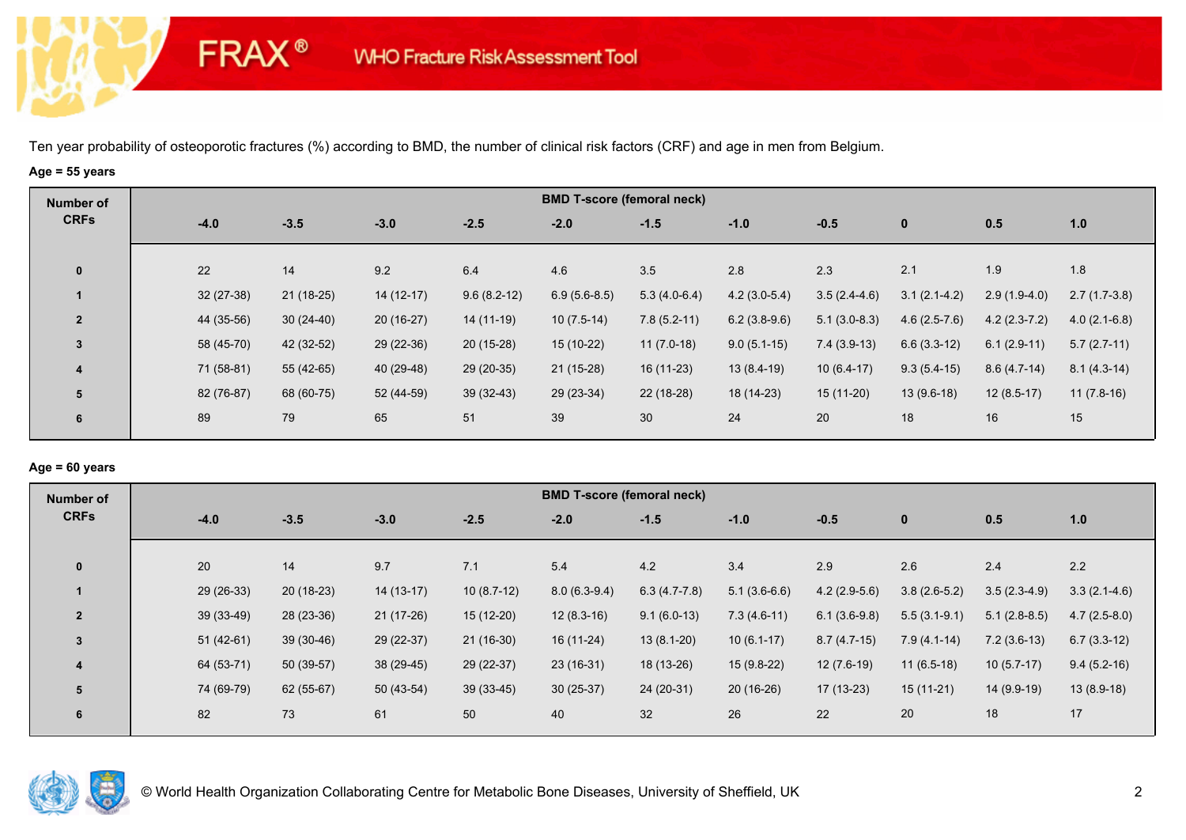FRAX® WHO Fracture Risk Assessment Tool

Ten year probability of osteoporotic fractures (%) according to BMD, the number of clinical risk factors (CRF) and age in men from Belgium.

**Age = 55 years**

| Number of CRFs | BMD T-score (femoral neck) | | | | | | | | | | |
|---|---|---|---|---|---|---|---|---|---|---|---|
| | -4.0 | -3.5 | -3.0 | -2.5 | -2.0 | -1.5 | -1.0 | -0.5 | 0 | 0.5 | 1.0 |
| 0 | 22 | 14 | 9.2 | 6.4 | 4.6 | 3.5 | 2.8 | 2.3 | 2.1 | 1.9 | 1.8 |
| 1 | 32 (27-38) | 21 (18-25) | 14 (12-17) | 9.6 (8.2-12) | 6.9 (5.6-8.5) | 5.3 (4.0-6.4) | 4.2 (3.0-5.4) | 3.5 (2.4-4.6) | 3.1 (2.1-4.2) | 2.9 (1.9-4.0) | 2.7 (1.7-3.8) |
| 2 | 44 (35-56) | 30 (24-40) | 20 (16-27) | 14 (11-19) | 10 (7.5-14) | 7.8 (5.2-11) | 6.2 (3.8-9.6) | 5.1 (3.0-8.3) | 4.6 (2.5-7.6) | 4.2 (2.3-7.2) | 4.0 (2.1-6.8) |
| 3 | 58 (45-70) | 42 (32-52) | 29 (22-36) | 20 (15-28) | 15 (10-22) | 11 (7.0-18) | 9.0 (5.1-15) | 7.4 (3.9-13) | 6.6 (3.3-12) | 6.1 (2.9-11) | 5.7 (2.7-11) |
| 4 | 71 (58-81) | 55 (42-65) | 40 (29-48) | 29 (20-35) | 21 (15-28) | 16 (11-23) | 13 (8.4-19) | 10 (6.4-17) | 9.3 (5.4-15) | 8.6 (4.7-14) | 8.1 (4.3-14) |
| 5 | 82 (76-87) | 68 (60-75) | 52 (44-59) | 39 (32-43) | 29 (23-34) | 22 (18-28) | 18 (14-23) | 15 (11-20) | 13 (9.6-18) | 12 (8.5-17) | 11 (7.8-16) |
| 6 | 89 | 79 | 65 | 51 | 39 | 30 | 24 | 20 | 18 | 16 | 15 |

**Age = 60 years**

| Number of CRFs | BMD T-score (femoral neck) | | | | | | | | | | |
|---|---|---|---|---|---|---|---|---|---|---|---|
| | -4.0 | -3.5 | -3.0 | -2.5 | -2.0 | -1.5 | -1.0 | -0.5 | 0 | 0.5 | 1.0 |
| 0 | 20 | 14 | 9.7 | 7.1 | 5.4 | 4.2 | 3.4 | 2.9 | 2.6 | 2.4 | 2.2 |
| 1 | 29 (26-33) | 20 (18-23) | 14 (13-17) | 10 (8.7-12) | 8.0 (6.3-9.4) | 6.3 (4.7-7.8) | 5.1 (3.6-6.6) | 4.2 (2.9-5.6) | 3.8 (2.6-5.2) | 3.5 (2.3-4.9) | 3.3 (2.1-4.6) |
| 2 | 39 (33-49) | 28 (23-36) | 21 (17-26) | 15 (12-20) | 12 (8.3-16) | 9.1 (6.0-13) | 7.3 (4.6-11) | 6.1 (3.6-9.8) | 5.5 (3.1-9.1) | 5.1 (2.8-8.5) | 4.7 (2.5-8.0) |
| 3 | 51 (42-61) | 39 (30-46) | 29 (22-37) | 21 (16-30) | 16 (11-24) | 13 (8.1-20) | 10 (6.1-17) | 8.7 (4.7-15) | 7.9 (4.1-14) | 7.2 (3.6-13) | 6.7 (3.3-12) |
| 4 | 64 (53-71) | 50 (39-57) | 38 (29-45) | 29 (22-37) | 23 (16-31) | 18 (13-26) | 15 (9.8-22) | 12 (7.6-19) | 11 (6.5-18) | 10 (5.7-17) | 9.4 (5.2-16) |
| 5 | 74 (69-79) | 62 (55-67) | 50 (43-54) | 39 (33-45) | 30 (25-37) | 24 (20-31) | 20 (16-26) | 17 (13-23) | 15 (11-21) | 14 (9.9-19) | 13 (8.9-18) |
| 6 | 82 | 73 | 61 | 50 | 40 | 32 | 26 | 22 | 20 | 18 | 17 |

© World Health Organization Collaborating Centre for Metabolic Bone Diseases, University of Sheffield, UK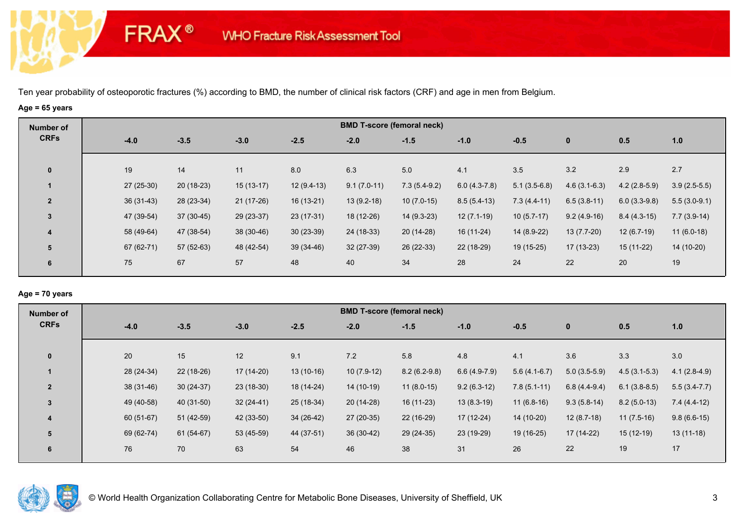Ten year probability of osteoporotic fractures (%) according to BMD, the number of clinical risk factors (CRF) and age in men from Belgium.

**Age = 65 years**

| Number of CRFs | BMD T-score (femoral neck) | | | | | | | | | | |
|---|---|---|---|---|---|---|---|---|---|---|---|
| | -4.0 | -3.5 | -3.0 | -2.5 | -2.0 | -1.5 | -1.0 | -0.5 | 0 | 0.5 | 1.0 |
| 0 | 19 | 14 | 11 | 8.0 | 6.3 | 5.0 | 4.1 | 3.5 | 3.2 | 2.9 | 2.7 |
| 1 | 27 (25-30) | 20 (18-23) | 15 (13-17) | 12 (9.4-13) | 9.1 (7.0-11) | 7.3 (5.4-9.2) | 6.0 (4.3-7.8) | 5.1 (3.5-6.8) | 4.6 (3.1-6.3) | 4.2 (2.8-5.9) | 3.9 (2.5-5.5) |
| 2 | 36 (31-43) | 28 (23-34) | 21 (17-26) | 16 (13-21) | 13 (9.2-18) | 10 (7.0-15) | 8.5 (5.4-13) | 7.3 (4.4-11) | 6.5 (3.8-11) | 6.0 (3.3-9.8) | 5.5 (3.0-9.1) |
| 3 | 47 (39-54) | 37 (30-45) | 29 (23-37) | 23 (17-31) | 18 (12-26) | 14 (9.3-23) | 12 (7.1-19) | 10 (5.7-17) | 9.2 (4.9-16) | 8.4 (4.3-15) | 7.7 (3.9-14) |
| 4 | 58 (49-64) | 47 (38-54) | 38 (30-46) | 30 (23-39) | 24 (18-33) | 20 (14-28) | 16 (11-24) | 14 (8.9-22) | 13 (7.7-20) | 12 (6.7-19) | 11 (6.0-18) |
| 5 | 67 (62-71) | 57 (52-63) | 48 (42-54) | 39 (34-46) | 32 (27-39) | 26 (22-33) | 22 (18-29) | 19 (15-25) | 17 (13-23) | 15 (11-22) | 14 (10-20) |
| 6 | 75 | 67 | 57 | 48 | 40 | 34 | 28 | 24 | 22 | 20 | 19 |

**Age = 70 years**

| Number of CRFs | BMD T-score (femoral neck) | | | | | | | | | | |
|---|---|---|---|---|---|---|---|---|---|---|---|
| | -4.0 | -3.5 | -3.0 | -2.5 | -2.0 | -1.5 | -1.0 | -0.5 | 0 | 0.5 | 1.0 |
| 0 | 20 | 15 | 12 | 9.1 | 7.2 | 5.8 | 4.8 | 4.1 | 3.6 | 3.3 | 3.0 |
| 1 | 28 (24-34) | 22 (18-26) | 17 (14-20) | 13 (10-16) | 10 (7.9-12) | 8.2 (6.2-9.8) | 6.6 (4.9-7.9) | 5.6 (4.1-6.7) | 5.0 (3.5-5.9) | 4.5 (3.1-5.3) | 4.1 (2.8-4.9) |
| 2 | 38 (31-46) | 30 (24-37) | 23 (18-30) | 18 (14-24) | 14 (10-19) | 11 (8.0-15) | 9.2 (6.3-12) | 7.8 (5.1-11) | 6.8 (4.4-9.4) | 6.1 (3.8-8.5) | 5.5 (3.4-7.7) |
| 3 | 49 (40-58) | 40 (31-50) | 32 (24-41) | 25 (18-34) | 20 (14-28) | 16 (11-23) | 13 (8.3-19) | 11 (6.8-16) | 9.3 (5.8-14) | 8.2 (5.0-13) | 7.4 (4.4-12) |
| 4 | 60 (51-67) | 51 (42-59) | 42 (33-50) | 34 (26-42) | 27 (20-35) | 22 (16-29) | 17 (12-24) | 14 (10-20) | 12 (8.7-18) | 11 (7.5-16) | 9.8 (6.6-15) |
| 5 | 69 (62-74) | 61 (54-67) | 53 (45-59) | 44 (37-51) | 36 (30-42) | 29 (24-35) | 23 (19-29) | 19 (16-25) | 17 (14-22) | 15 (12-19) | 13 (11-18) |
| 6 | 76 | 70 | 63 | 54 | 46 | 38 | 31 | 26 | 22 | 19 | 17 |

© World Health Organization Collaborating Centre for Metabolic Bone Diseases, University of Sheffield, UK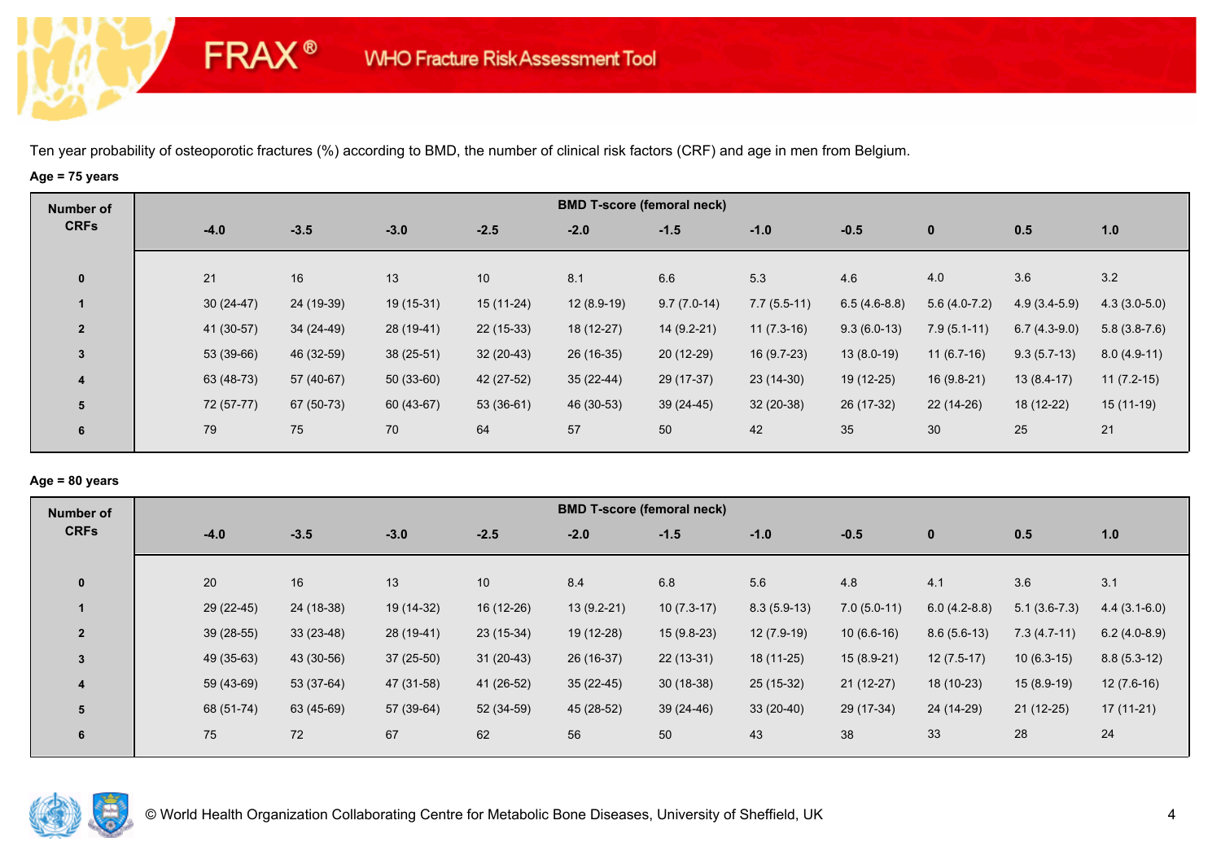Ten year probability of osteoporotic fractures (%) according to BMD, the number of clinical risk factors (CRF) and age in men from Belgium.

**Age = 75 years**

| Number of CRFs | BMD T-score (femoral neck) | | | | | | | | | | |
|---|---|---|---|---|---|---|---|---|---|---|---|
| | -4.0 | -3.5 | -3.0 | -2.5 | -2.0 | -1.5 | -1.0 | -0.5 | 0 | 0.5 | 1.0 |
| 0 | 21 | 16 | 13 | 10 | 8.1 | 6.6 | 5.3 | 4.6 | 4.0 | 3.6 | 3.2 |
| 1 | 30 (24-47) | 24 (19-39) | 19 (15-31) | 15 (11-24) | 12 (8.9-19) | 9.7 (7.0-14) | 7.7 (5.5-11) | 6.5 (4.6-8.8) | 5.6 (4.0-7.2) | 4.9 (3.4-5.9) | 4.3 (3.0-5.0) |
| 2 | 41 (30-57) | 34 (24-49) | 28 (19-41) | 22 (15-33) | 18 (12-27) | 14 (9.2-21) | 11 (7.3-16) | 9.3 (6.0-13) | 7.9 (5.1-11) | 6.7 (4.3-9.0) | 5.8 (3.8-7.6) |
| 3 | 53 (39-66) | 46 (32-59) | 38 (25-51) | 32 (20-43) | 26 (16-35) | 20 (12-29) | 16 (9.7-23) | 13 (8.0-19) | 11 (6.7-16) | 9.3 (5.7-13) | 8.0 (4.9-11) |
| 4 | 63 (48-73) | 57 (40-67) | 50 (33-60) | 42 (27-52) | 35 (22-44) | 29 (17-37) | 23 (14-30) | 19 (12-25) | 16 (9.8-21) | 13 (8.4-17) | 11 (7.2-15) |
| 5 | 72 (57-77) | 67 (50-73) | 60 (43-67) | 53 (36-61) | 46 (30-53) | 39 (24-45) | 32 (20-38) | 26 (17-32) | 22 (14-26) | 18 (12-22) | 15 (11-19) |
| 6 | 79 | 75 | 70 | 64 | 57 | 50 | 42 | 35 | 30 | 25 | 21 |

**Age = 80 years**

| Number of CRFs | BMD T-score (femoral neck) | | | | | | | | | | |
|---|---|---|---|---|---|---|---|---|---|---|---|
| | -4.0 | -3.5 | -3.0 | -2.5 | -2.0 | -1.5 | -1.0 | -0.5 | 0 | 0.5 | 1.0 |
| 0 | 20 | 16 | 13 | 10 | 8.4 | 6.8 | 5.6 | 4.8 | 4.1 | 3.6 | 3.1 |
| 1 | 29 (22-45) | 24 (18-38) | 19 (14-32) | 16 (12-26) | 13 (9.2-21) | 10 (7.3-17) | 8.3 (5.9-13) | 7.0 (5.0-11) | 6.0 (4.2-8.8) | 5.1 (3.6-7.3) | 4.4 (3.1-6.0) |
| 2 | 39 (28-55) | 33 (23-48) | 28 (19-41) | 23 (15-34) | 19 (12-28) | 15 (9.8-23) | 12 (7.9-19) | 10 (6.6-16) | 8.6 (5.6-13) | 7.3 (4.7-11) | 6.2 (4.0-8.9) |
| 3 | 49 (35-63) | 43 (30-56) | 37 (25-50) | 31 (20-43) | 26 (16-37) | 22 (13-31) | 18 (11-25) | 15 (8.9-21) | 12 (7.5-17) | 10 (6.3-15) | 8.8 (5.3-12) |
| 4 | 59 (43-69) | 53 (37-64) | 47 (31-58) | 41 (26-52) | 35 (22-45) | 30 (18-38) | 25 (15-32) | 21 (12-27) | 18 (10-23) | 15 (8.9-19) | 12 (7.6-16) |
| 5 | 68 (51-74) | 63 (45-69) | 57 (39-64) | 52 (34-59) | 45 (28-52) | 39 (24-46) | 33 (20-40) | 29 (17-34) | 24 (14-29) | 21 (12-25) | 17 (11-21) |
| 6 | 75 | 72 | 67 | 62 | 56 | 50 | 43 | 38 | 33 | 28 | 24 |

© World Health Organization Collaborating Centre for Metabolic Bone Diseases, University of Sheffield, UK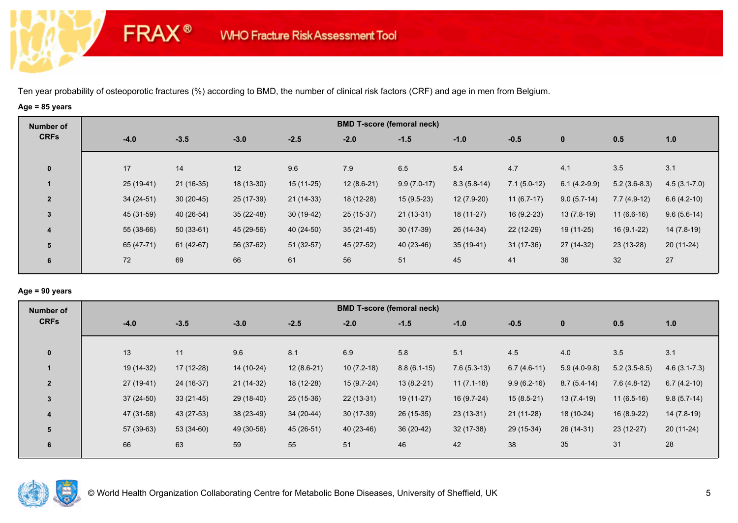FRAX® WHO Fracture Risk Assessment Tool

Ten year probability of osteoporotic fractures (%) according to BMD, the number of clinical risk factors (CRF) and age in men from Belgium.

**Age = 85 years**

| Number of CRFs | BMD T-score (femoral neck) | | | | | | | | | | |
|---|---|---|---|---|---|---|---|---|---|---|---|
| | -4.0 | -3.5 | -3.0 | -2.5 | -2.0 | -1.5 | -1.0 | -0.5 | 0 | 0.5 | 1.0 |
| 0 | 17 | 14 | 12 | 9.6 | 7.9 | 6.5 | 5.4 | 4.7 | 4.1 | 3.5 | 3.1 |
| 1 | 25 (19-41) | 21 (16-35) | 18 (13-30) | 15 (11-25) | 12 (8.6-21) | 9.9 (7.0-17) | 8.3 (5.8-14) | 7.1 (5.0-12) | 6.1 (4.2-9.9) | 5.2 (3.6-8.3) | 4.5 (3.1-7.0) |
| 2 | 34 (24-51) | 30 (20-45) | 25 (17-39) | 21 (14-33) | 18 (12-28) | 15 (9.5-23) | 12 (7.9-20) | 11 (6.7-17) | 9.0 (5.7-14) | 7.7 (4.9-12) | 6.6 (4.2-10) |
| 3 | 45 (31-59) | 40 (26-54) | 35 (22-48) | 30 (19-42) | 25 (15-37) | 21 (13-31) | 18 (11-27) | 16 (9.2-23) | 13 (7.8-19) | 11 (6.6-16) | 9.6 (5.6-14) |
| 4 | 55 (38-66) | 50 (33-61) | 45 (29-56) | 40 (24-50) | 35 (21-45) | 30 (17-39) | 26 (14-34) | 22 (12-29) | 19 (11-25) | 16 (9.1-22) | 14 (7.8-19) |
| 5 | 65 (47-71) | 61 (42-67) | 56 (37-62) | 51 (32-57) | 45 (27-52) | 40 (23-46) | 35 (19-41) | 31 (17-36) | 27 (14-32) | 23 (13-28) | 20 (11-24) |
| 6 | 72 | 69 | 66 | 61 | 56 | 51 | 45 | 41 | 36 | 32 | 27 |

**Age = 90 years**

| Number of CRFs | BMD T-score (femoral neck) | | | | | | | | | | |
|---|---|---|---|---|---|---|---|---|---|---|---|
| | -4.0 | -3.5 | -3.0 | -2.5 | -2.0 | -1.5 | -1.0 | -0.5 | 0 | 0.5 | 1.0 |
| 0 | 13 | 11 | 9.6 | 8.1 | 6.9 | 5.8 | 5.1 | 4.5 | 4.0 | 3.5 | 3.1 |
| 1 | 19 (14-32) | 17 (12-28) | 14 (10-24) | 12 (8.6-21) | 10 (7.2-18) | 8.8 (6.1-15) | 7.6 (5.3-13) | 6.7 (4.6-11) | 5.9 (4.0-9.8) | 5.2 (3.5-8.5) | 4.6 (3.1-7.3) |
| 2 | 27 (19-41) | 24 (16-37) | 21 (14-32) | 18 (12-28) | 15 (9.7-24) | 13 (8.2-21) | 11 (7.1-18) | 9.9 (6.2-16) | 8.7 (5.4-14) | 7.6 (4.8-12) | 6.7 (4.2-10) |
| 3 | 37 (24-50) | 33 (21-45) | 29 (18-40) | 25 (15-36) | 22 (13-31) | 19 (11-27) | 16 (9.7-24) | 15 (8.5-21) | 13 (7.4-19) | 11 (6.5-16) | 9.8 (5.7-14) |
| 4 | 47 (31-58) | 43 (27-53) | 38 (23-49) | 34 (20-44) | 30 (17-39) | 26 (15-35) | 23 (13-31) | 21 (11-28) | 18 (10-24) | 16 (8.9-22) | 14 (7.8-19) |
| 5 | 57 (39-63) | 53 (34-60) | 49 (30-56) | 45 (26-51) | 40 (23-46) | 36 (20-42) | 32 (17-38) | 29 (15-34) | 26 (14-31) | 23 (12-27) | 20 (11-24) |
| 6 | 66 | 63 | 59 | 55 | 51 | 46 | 42 | 38 | 35 | 31 | 28 |

© World Health Organization Collaborating Centre for Metabolic Bone Diseases, University of Sheffield, UK